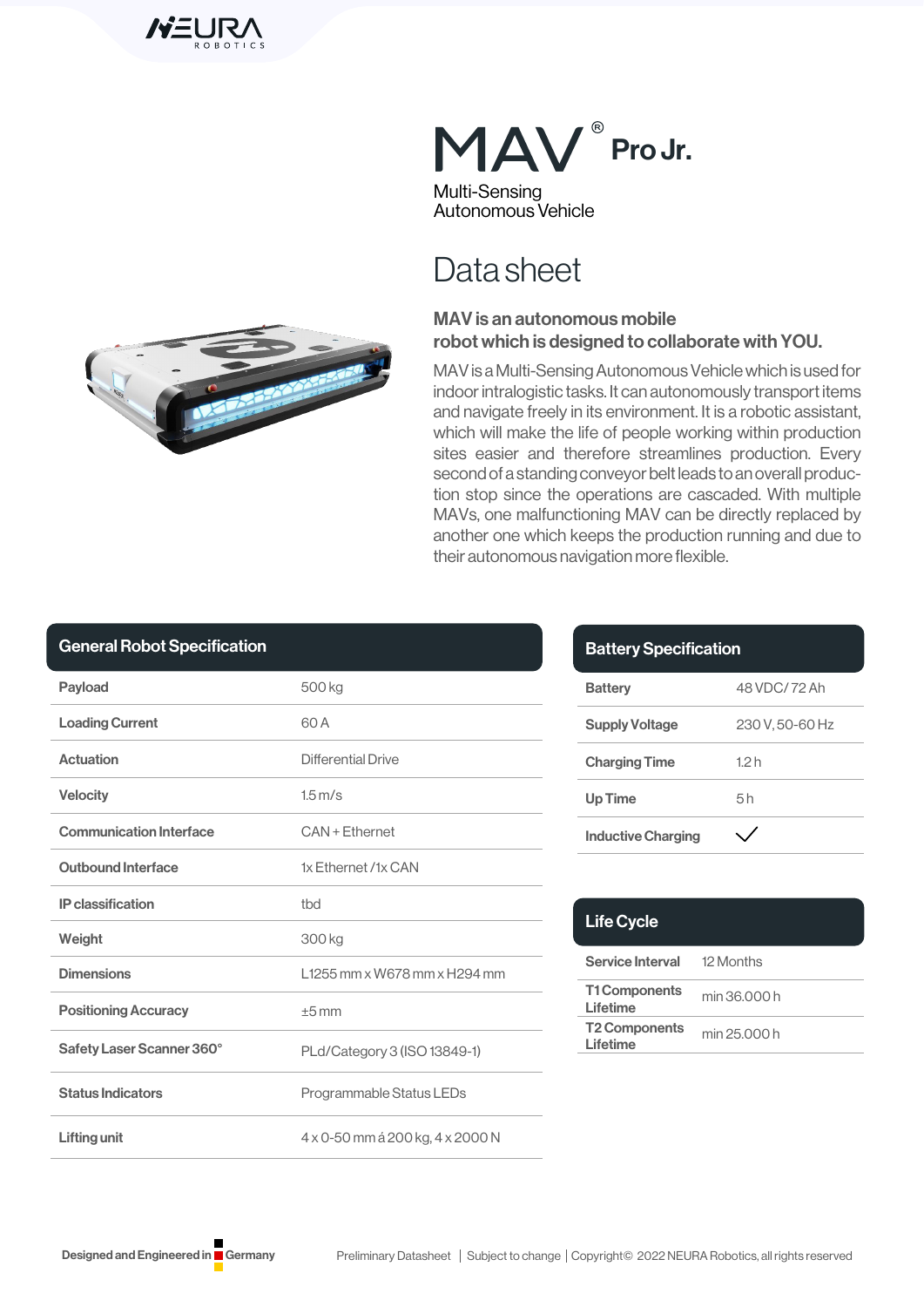# MAV® Pro Jr.

Multi-Sensing
Autonomous Vehicle

## Data sheet

**MAV is an autonomous mobile robot which is designed to collaborate with YOU.**

MAV is a Multi-Sensing Autonomous Vehicle which is used for indoor intralogistic tasks. It can autonomously transport items and navigate freely in its environment. It is a robotic assistant, which will make the life of people working within production sites easier and therefore streamlines production. Every second of a standing conveyor belt leads to an overall production stop since the operations are cascaded. With multiple MAVs, one malfunctioning MAV can be directly replaced by another one which keeps the production running and due to their autonomous navigation more flexible.

| General Robot Specification | |
|---|---|
| Payload | 500 kg |
| Loading Current | 60 A |
| Actuation | Differential Drive |
| Velocity | 1.5 m/s |
| Communication Interface | CAN + Ethernet |
| Outbound Interface | 1x Ethernet /1x CAN |
| IP classification | tbd |
| Weight | 300 kg |
| Dimensions | L1255 mm x W678 mm x H294 mm |
| Positioning Accuracy | ±5 mm |
| Safety Laser Scanner 360° | PLd/Category 3 (ISO 13849-1) |
| Status Indicators | Programmable Status LEDs |
| Lifting unit | 4 x 0-50 mm á 200 kg, 4 x 2000 N |

| Battery Specification | |
|---|---|
| Battery | 48 VDC/ 72 Ah |
| Supply Voltage | 230 V, 50-60 Hz |
| Charging Time | 1.2 h |
| Up Time | 5 h |
| Inductive Charging | ✓ |

| Life Cycle | |
|---|---|
| Service Interval | 12 Months |
| T1 Components Lifetime | min 36.000 h |
| T2 Components Lifetime | min 25.000 h |

Designed and Engineered in Germany

Preliminary Datasheet | Subject to change | Copyright© 2022 NEURA Robotics, all rights reserved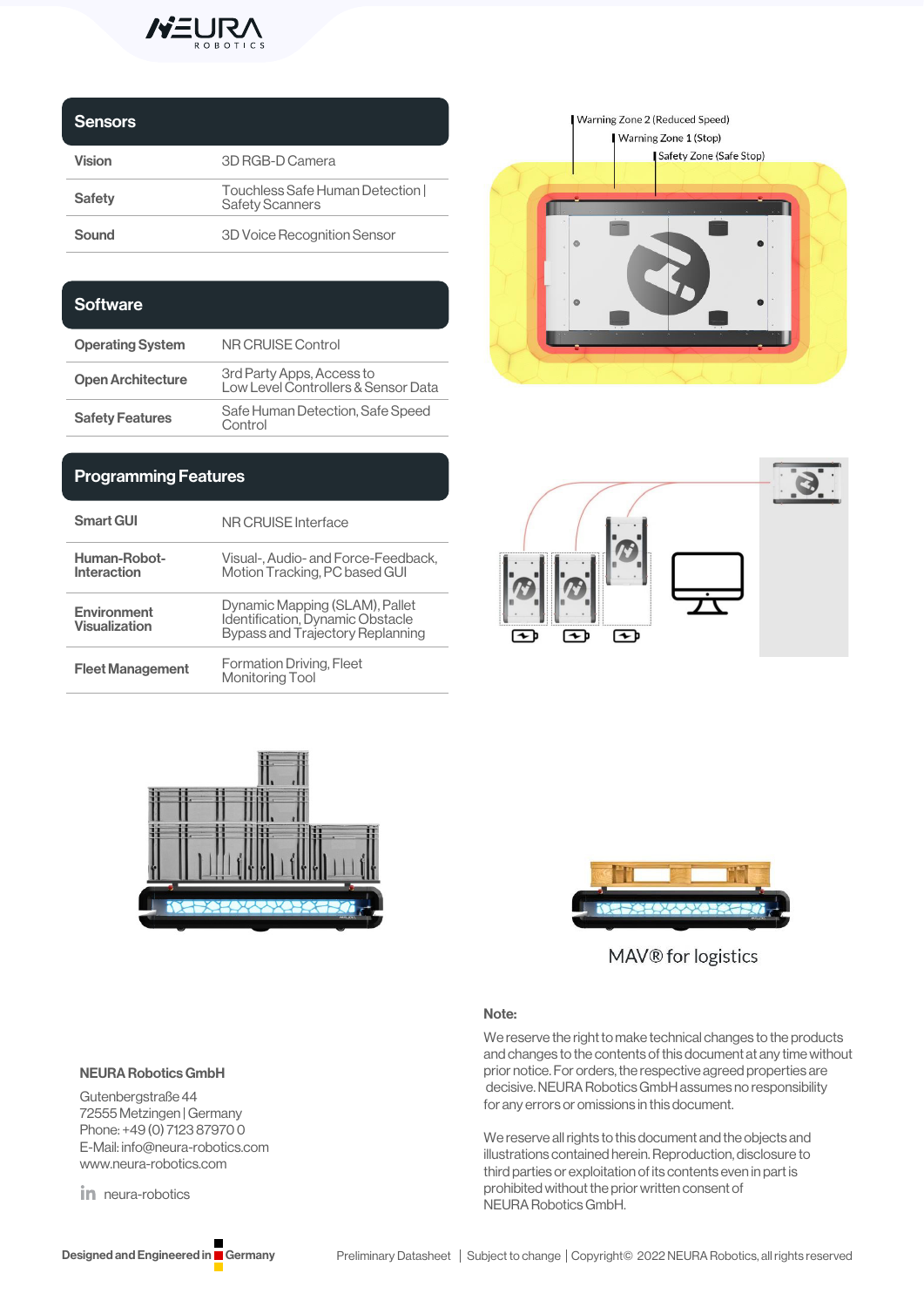## Sensors

| | |
|---|---|
| Vision | 3D RGB-D Camera |
| Safety | Touchless Safe Human Detection \| Safety Scanners |
| Sound | 3D Voice Recognition Sensor |

## Software

| | |
|---|---|
| Operating System | NR CRUISE Control |
| Open Architecture | 3rd Party Apps, Access to Low Level Controllers & Sensor Data |
| Safety Features | Safe Human Detection, Safe Speed Control |

## Programming Features

| | |
|---|---|
| Smart GUI | NR CRUISE Interface |
| Human-Robot-Interaction | Visual-, Audio- and Force-Feedback, Motion Tracking, PC based GUI |
| Environment Visualization | Dynamic Mapping (SLAM), Pallet Identification, Dynamic Obstacle Bypass and Trajectory Replanning |
| Fleet Management | Formation Driving, Fleet Monitoring Tool |

Warning Zone 2 (Reduced Speed)
Warning Zone 1 (Stop)
Safety Zone (Safe Stop)

MAV® for logistics

**NEURA Robotics GmbH**

Gutenbergstraße 44
72555 Metzingen | Germany
Phone: +49 (0) 7123 87970 0
E-Mail: info@neura-robotics.com
www.neura-robotics.com

neura-robotics

**Note:**

We reserve the right to make technical changes to the products and changes to the contents of this document at any time without prior notice. For orders, the respective agreed properties are decisive. NEURA Robotics GmbH assumes no responsibility for any errors or omissions in this document.

We reserve all rights to this document and the objects and illustrations contained herein. Reproduction, disclosure to third parties or exploitation of its contents even in part is prohibited without the prior written consent of NEURA Robotics GmbH.

**Designed and Engineered in Germany**

Preliminary Datasheet | Subject to change | Copyright© 2022 NEURA Robotics, all rights reserved